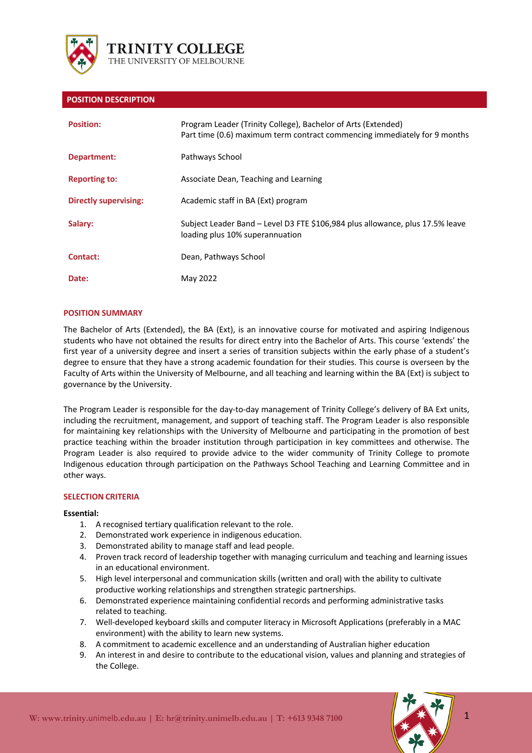**TRINITY COLLEGE**
THE UNIVERSITY OF MELBOURNE

## POSITION DESCRIPTION

| | |
|---|---|
| **Position:** | Program Leader (Trinity College), Bachelor of Arts (Extended)<br>Part time (0.6) maximum term contract commencing immediately for 9 months |
| **Department:** | Pathways School |
| **Reporting to:** | Associate Dean, Teaching and Learning |
| **Directly supervising:** | Academic staff in BA (Ext) program |
| **Salary:** | Subject Leader Band – Level D3 FTE $106,984 plus allowance, plus 17.5% leave loading plus 10% superannuation |
| **Contact:** | Dean, Pathways School |
| **Date:** | May 2022 |

### POSITION SUMMARY

The Bachelor of Arts (Extended), the BA (Ext), is an innovative course for motivated and aspiring Indigenous students who have not obtained the results for direct entry into the Bachelor of Arts. This course 'extends' the first year of a university degree and insert a series of transition subjects within the early phase of a student's degree to ensure that they have a strong academic foundation for their studies. This course is overseen by the Faculty of Arts within the University of Melbourne, and all teaching and learning within the BA (Ext) is subject to governance by the University.

The Program Leader is responsible for the day-to-day management of Trinity College's delivery of BA Ext units, including the recruitment, management, and support of teaching staff. The Program Leader is also responsible for maintaining key relationships with the University of Melbourne and participating in the promotion of best practice teaching within the broader institution through participation in key committees and otherwise. The Program Leader is also required to provide advice to the wider community of Trinity College to promote Indigenous education through participation on the Pathways School Teaching and Learning Committee and in other ways.

### SELECTION CRITERIA

**Essential:**

1. A recognised tertiary qualification relevant to the role.
2. Demonstrated work experience in indigenous education.
3. Demonstrated ability to manage staff and lead people.
4. Proven track record of leadership together with managing curriculum and teaching and learning issues in an educational environment.
5. High level interpersonal and communication skills (written and oral) with the ability to cultivate productive working relationships and strengthen strategic partnerships.
6. Demonstrated experience maintaining confidential records and performing administrative tasks related to teaching.
7. Well-developed keyboard skills and computer literacy in Microsoft Applications (preferably in a MAC environment) with the ability to learn new systems.
8. A commitment to academic excellence and an understanding of Australian higher education
9. An interest in and desire to contribute to the educational vision, values and planning and strategies of the College.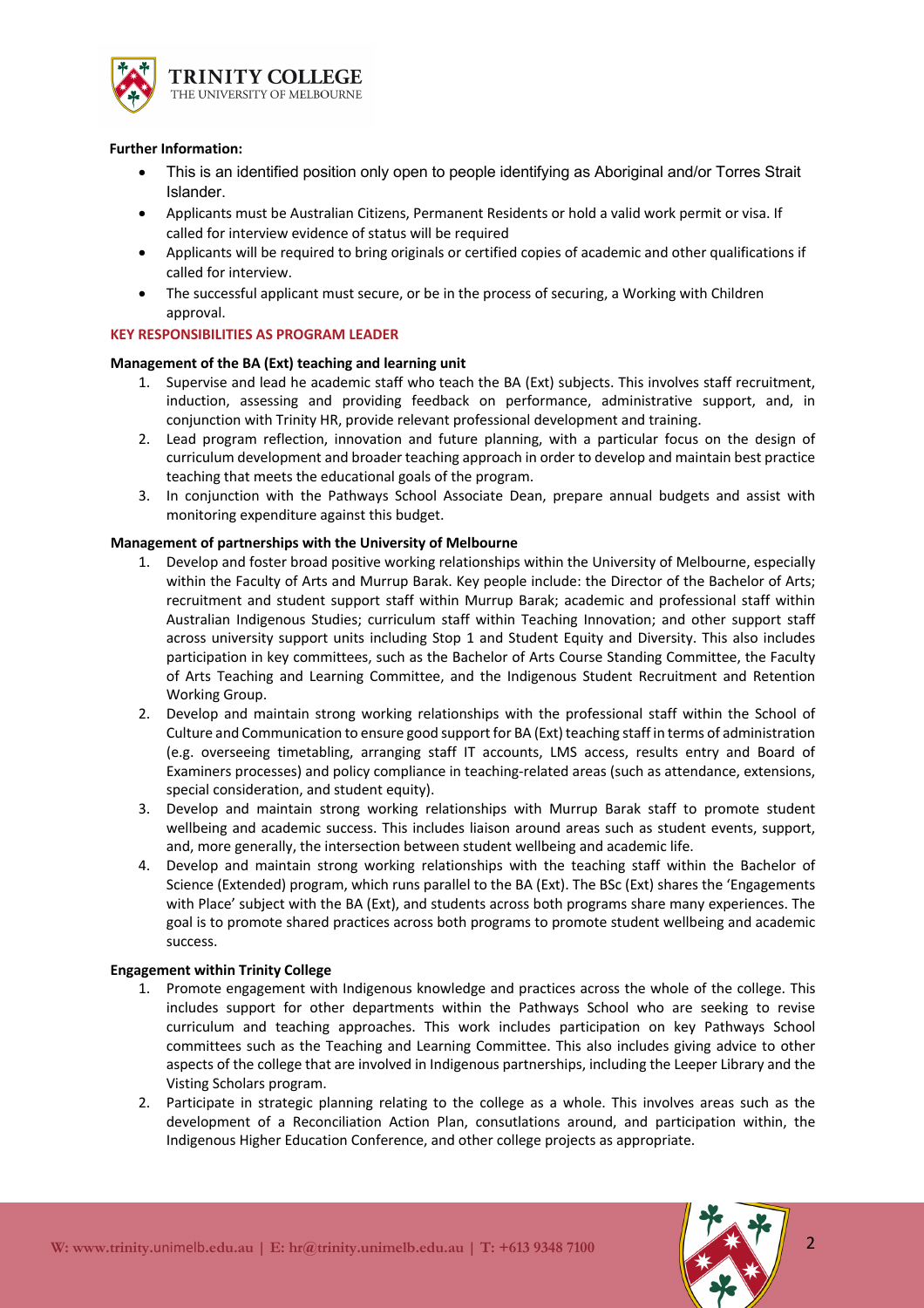**Further Information:**

- This is an identified position only open to people identifying as Aboriginal and/or Torres Strait Islander.
- Applicants must be Australian Citizens, Permanent Residents or hold a valid work permit or visa. If called for interview evidence of status will be required
- Applicants will be required to bring originals or certified copies of academic and other qualifications if called for interview.
- The successful applicant must secure, or be in the process of securing, a Working with Children approval.

**KEY RESPONSIBILITIES AS PROGRAM LEADER**

**Management of the BA (Ext) teaching and learning unit**

1. Supervise and lead he academic staff who teach the BA (Ext) subjects. This involves staff recruitment, induction, assessing and providing feedback on performance, administrative support, and, in conjunction with Trinity HR, provide relevant professional development and training.
2. Lead program reflection, innovation and future planning, with a particular focus on the design of curriculum development and broader teaching approach in order to develop and maintain best practice teaching that meets the educational goals of the program.
3. In conjunction with the Pathways School Associate Dean, prepare annual budgets and assist with monitoring expenditure against this budget.

**Management of partnerships with the University of Melbourne**

1. Develop and foster broad positive working relationships within the University of Melbourne, especially within the Faculty of Arts and Murrup Barak. Key people include: the Director of the Bachelor of Arts; recruitment and student support staff within Murrup Barak; academic and professional staff within Australian Indigenous Studies; curriculum staff within Teaching Innovation; and other support staff across university support units including Stop 1 and Student Equity and Diversity. This also includes participation in key committees, such as the Bachelor of Arts Course Standing Committee, the Faculty of Arts Teaching and Learning Committee, and the Indigenous Student Recruitment and Retention Working Group.
2. Develop and maintain strong working relationships with the professional staff within the School of Culture and Communication to ensure good support for BA (Ext) teaching staff in terms of administration (e.g. overseeing timetabling, arranging staff IT accounts, LMS access, results entry and Board of Examiners processes) and policy compliance in teaching-related areas (such as attendance, extensions, special consideration, and student equity).
3. Develop and maintain strong working relationships with Murrup Barak staff to promote student wellbeing and academic success. This includes liaison around areas such as student events, support, and, more generally, the intersection between student wellbeing and academic life.
4. Develop and maintain strong working relationships with the teaching staff within the Bachelor of Science (Extended) program, which runs parallel to the BA (Ext). The BSc (Ext) shares the 'Engagements with Place' subject with the BA (Ext), and students across both programs share many experiences. The goal is to promote shared practices across both programs to promote student wellbeing and academic success.

**Engagement within Trinity College**

1. Promote engagement with Indigenous knowledge and practices across the whole of the college. This includes support for other departments within the Pathways School who are seeking to revise curriculum and teaching approaches. This work includes participation on key Pathways School committees such as the Teaching and Learning Committee. This also includes giving advice to other aspects of the college that are involved in Indigenous partnerships, including the Leeper Library and the Visting Scholars program.
2. Participate in strategic planning relating to the college as a whole. This involves areas such as the development of a Reconciliation Action Plan, consultations around, and participation within, the Indigenous Higher Education Conference, and other college projects as appropriate.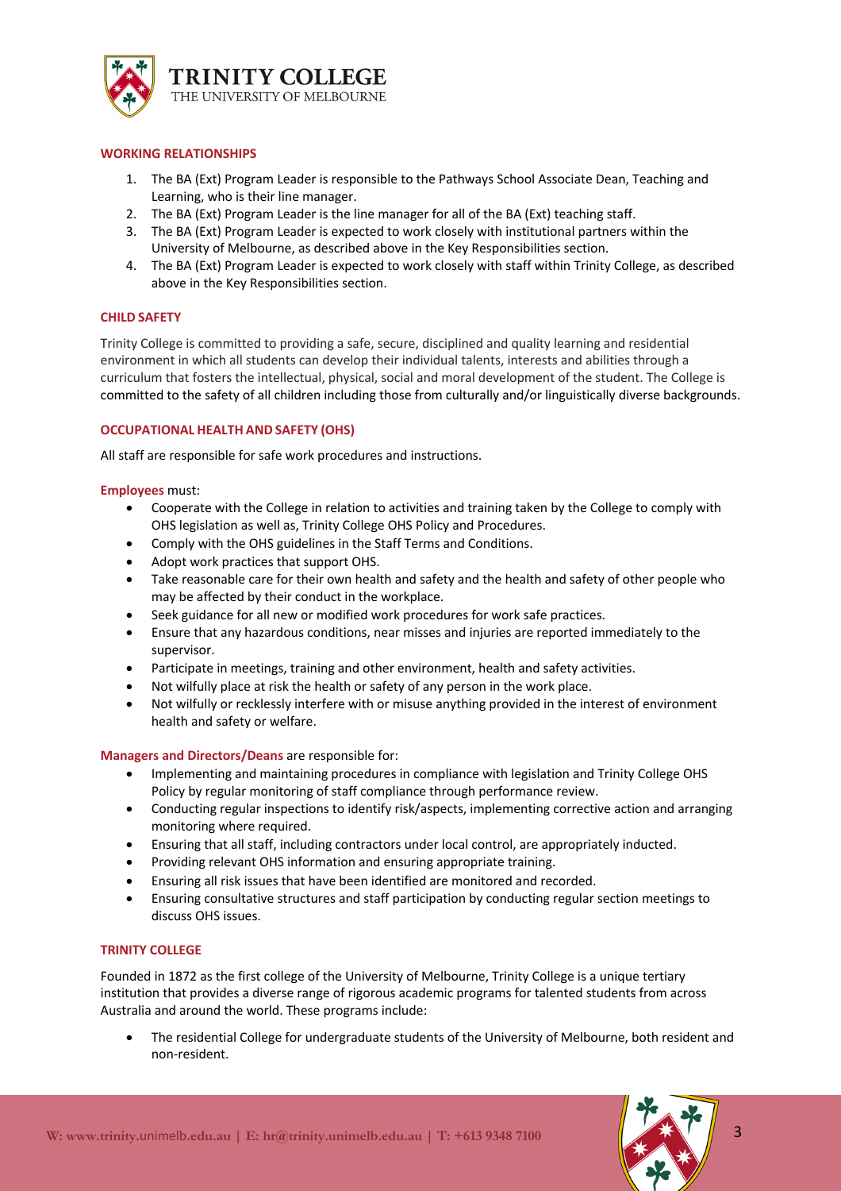## WORKING RELATIONSHIPS

1. The BA (Ext) Program Leader is responsible to the Pathways School Associate Dean, Teaching and Learning, who is their line manager.
2. The BA (Ext) Program Leader is the line manager for all of the BA (Ext) teaching staff.
3. The BA (Ext) Program Leader is expected to work closely with institutional partners within the University of Melbourne, as described above in the Key Responsibilities section.
4. The BA (Ext) Program Leader is expected to work closely with staff within Trinity College, as described above in the Key Responsibilities section.

## CHILD SAFETY

Trinity College is committed to providing a safe, secure, disciplined and quality learning and residential environment in which all students can develop their individual talents, interests and abilities through a curriculum that fosters the intellectual, physical, social and moral development of the student. The College is committed to the safety of all children including those from culturally and/or linguistically diverse backgrounds.

## OCCUPATIONAL HEALTH AND SAFETY (OHS)

All staff are responsible for safe work procedures and instructions.

**Employees** must:

- Cooperate with the College in relation to activities and training taken by the College to comply with OHS legislation as well as, Trinity College OHS Policy and Procedures.
- Comply with the OHS guidelines in the Staff Terms and Conditions.
- Adopt work practices that support OHS.
- Take reasonable care for their own health and safety and the health and safety of other people who may be affected by their conduct in the workplace.
- Seek guidance for all new or modified work procedures for work safe practices.
- Ensure that any hazardous conditions, near misses and injuries are reported immediately to the supervisor.
- Participate in meetings, training and other environment, health and safety activities.
- Not wilfully place at risk the health or safety of any person in the work place.
- Not wilfully or recklessly interfere with or misuse anything provided in the interest of environment health and safety or welfare.

**Managers and Directors/Deans** are responsible for:

- Implementing and maintaining procedures in compliance with legislation and Trinity College OHS Policy by regular monitoring of staff compliance through performance review.
- Conducting regular inspections to identify risk/aspects, implementing corrective action and arranging monitoring where required.
- Ensuring that all staff, including contractors under local control, are appropriately inducted.
- Providing relevant OHS information and ensuring appropriate training.
- Ensuring all risk issues that have been identified are monitored and recorded.
- Ensuring consultative structures and staff participation by conducting regular section meetings to discuss OHS issues.

## TRINITY COLLEGE

Founded in 1872 as the first college of the University of Melbourne, Trinity College is a unique tertiary institution that provides a diverse range of rigorous academic programs for talented students from across Australia and around the world. These programs include:

- The residential College for undergraduate students of the University of Melbourne, both resident and non-resident.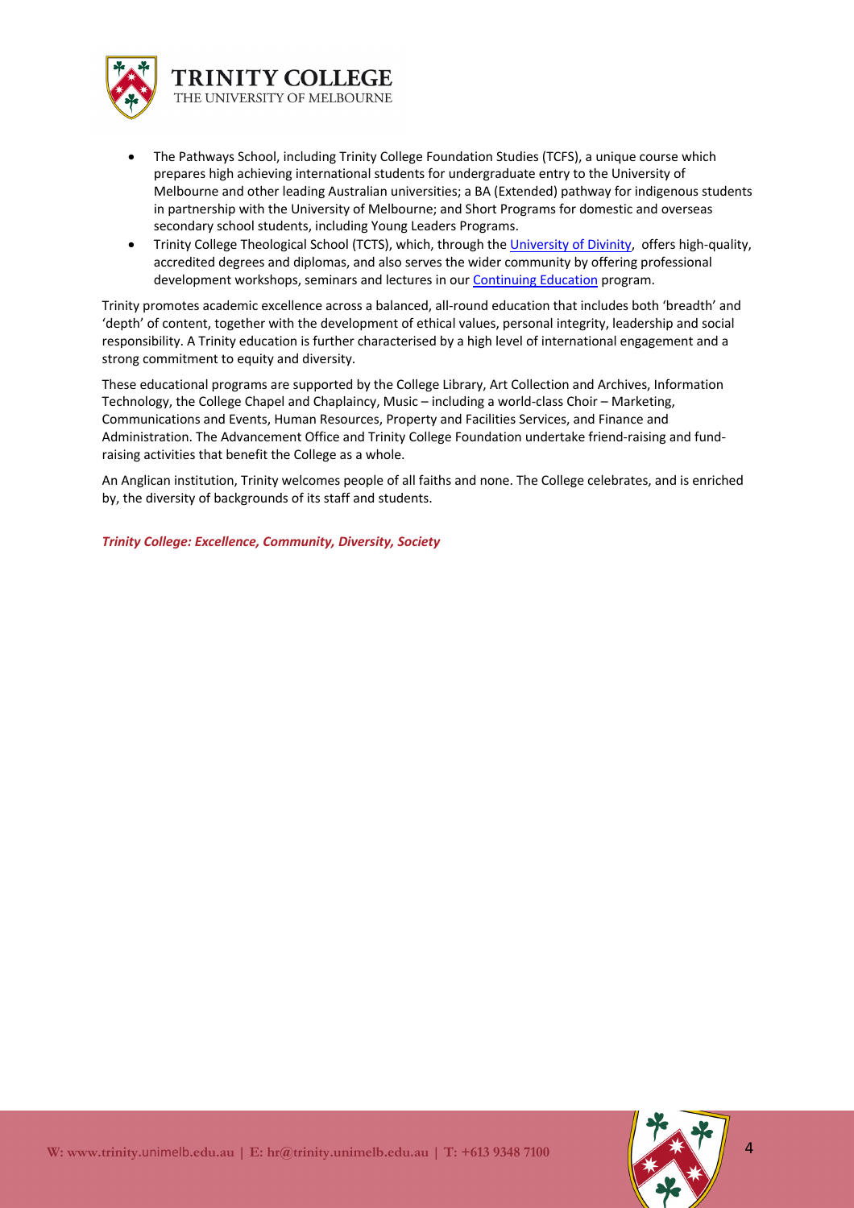- The Pathways School, including Trinity College Foundation Studies (TCFS), a unique course which prepares high achieving international students for undergraduate entry to the University of Melbourne and other leading Australian universities; a BA (Extended) pathway for indigenous students in partnership with the University of Melbourne; and Short Programs for domestic and overseas secondary school students, including Young Leaders Programs.
- Trinity College Theological School (TCTS), which, through the University of Divinity, offers high-quality, accredited degrees and diplomas, and also serves the wider community by offering professional development workshops, seminars and lectures in our Continuing Education program.

Trinity promotes academic excellence across a balanced, all-round education that includes both 'breadth' and 'depth' of content, together with the development of ethical values, personal integrity, leadership and social responsibility. A Trinity education is further characterised by a high level of international engagement and a strong commitment to equity and diversity.

These educational programs are supported by the College Library, Art Collection and Archives, Information Technology, the College Chapel and Chaplaincy, Music – including a world-class Choir – Marketing, Communications and Events, Human Resources, Property and Facilities Services, and Finance and Administration. The Advancement Office and Trinity College Foundation undertake friend-raising and fund-raising activities that benefit the College as a whole.

An Anglican institution, Trinity welcomes people of all faiths and none. The College celebrates, and is enriched by, the diversity of backgrounds of its staff and students.

***Trinity College: Excellence, Community, Diversity, Society***